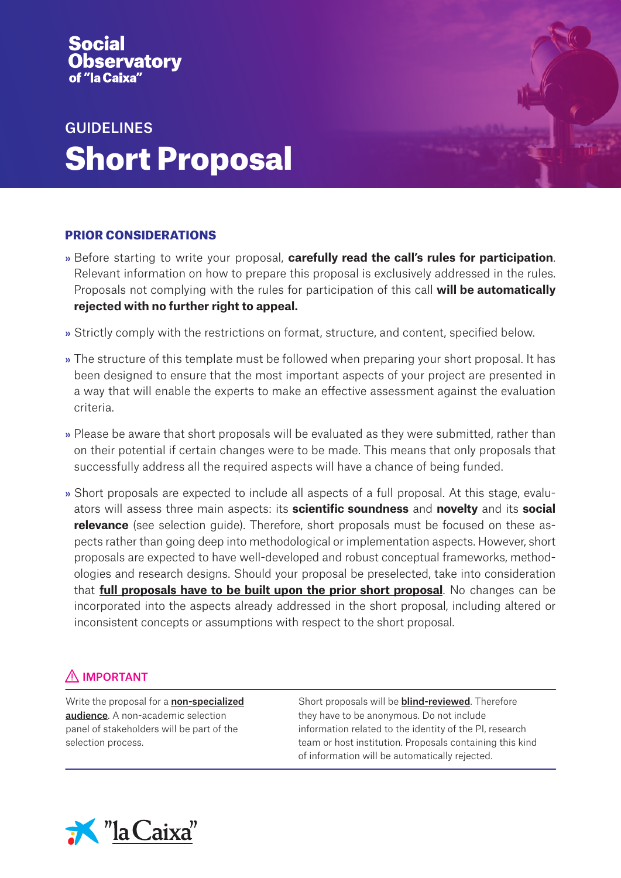**Social Observatory of "la Caixa"**

GUIDELINES

# Short Proposal

## PRIOR CONSIDERATIONS

» Before starting to write your proposal, **carefully read the call's rules for participation**. Relevant information on how to prepare this proposal is exclusively addressed in the rules. Proposals not complying with the rules for participation of this call **will be automatically rejected with no further right to appeal.**

» Strictly comply with the restrictions on format, structure, and content, specified below.

» The structure of this template must be followed when preparing your short proposal. It has been designed to ensure that the most important aspects of your project are presented in a way that will enable the experts to make an effective assessment against the evaluation criteria.

» Please be aware that short proposals will be evaluated as they were submitted, rather than on their potential if certain changes were to be made. This means that only proposals that successfully address all the required aspects will have a chance of being funded.

» Short proposals are expected to include all aspects of a full proposal. At this stage, evaluators will assess three main aspects: its **scientific soundness** and **novelty** and its **social relevance** (see selection guide). Therefore, short proposals must be focused on these aspects rather than going deep into methodological or implementation aspects. However, short proposals are expected to have well-developed and robust conceptual frameworks, methodologies and research designs. Should your proposal be preselected, take into consideration that **full proposals have to be built upon the prior short proposal**. No changes can be incorporated into the aspects already addressed in the short proposal, including altered or inconsistent concepts or assumptions with respect to the short proposal.

### ⚠ IMPORTANT

Write the proposal for a **non-specialized audience**. A non-academic selection panel of stakeholders will be part of the selection process.

Short proposals will be **blind-reviewed**. Therefore they have to be anonymous. Do not include information related to the identity of the PI, research team or host institution. Proposals containing this kind of information will be automatically rejected.

"la Caixa"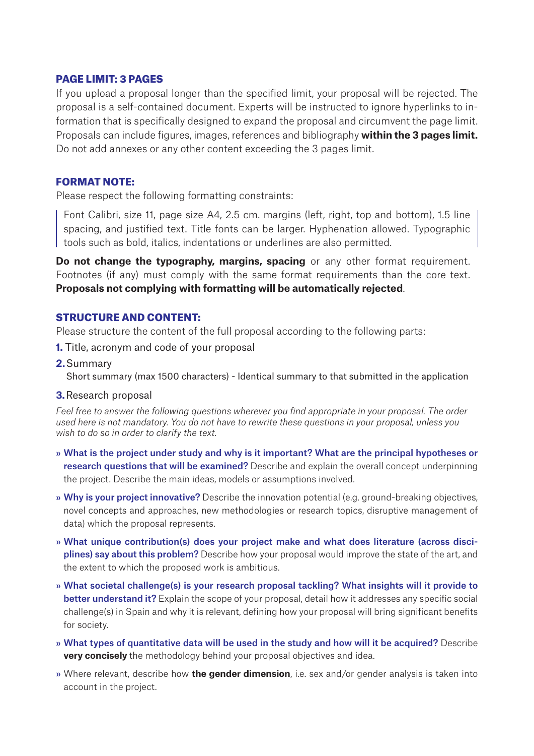### PAGE LIMIT: 3 PAGES

If you upload a proposal longer than the specified limit, your proposal will be rejected. The proposal is a self-contained document. Experts will be instructed to ignore hyperlinks to information that is specifically designed to expand the proposal and circumvent the page limit. Proposals can include figures, images, references and bibliography **within the 3 pages limit.** Do not add annexes or any other content exceeding the 3 pages limit.

### FORMAT NOTE:

Please respect the following formatting constraints:

> Font Calibri, size 11, page size A4, 2.5 cm. margins (left, right, top and bottom), 1.5 line spacing, and justified text. Title fonts can be larger. Hyphenation allowed. Typographic tools such as bold, italics, indentations or underlines are also permitted.

**Do not change the typography, margins, spacing** or any other format requirement. Footnotes (if any) must comply with the same format requirements than the core text. **Proposals not complying with formatting will be automatically rejected**.

### STRUCTURE AND CONTENT:

Please structure the content of the full proposal according to the following parts:

1. Title, acronym and code of your proposal
2. Summary
   Short summary (max 1500 characters) - Identical summary to that submitted in the application
3. Research proposal

*Feel free to answer the following questions wherever you find appropriate in your proposal. The order used here is not mandatory. You do not have to rewrite these questions in your proposal, unless you wish to do so in order to clarify the text.*

- **What is the project under study and why is it important? What are the principal hypotheses or research questions that will be examined?** Describe and explain the overall concept underpinning the project. Describe the main ideas, models or assumptions involved.
- **Why is your project innovative?** Describe the innovation potential (e.g. ground-breaking objectives, novel concepts and approaches, new methodologies or research topics, disruptive management of data) which the proposal represents.
- **What unique contribution(s) does your project make and what does literature (across disciplines) say about this problem?** Describe how your proposal would improve the state of the art, and the extent to which the proposed work is ambitious.
- **What societal challenge(s) is your research proposal tackling? What insights will it provide to better understand it?** Explain the scope of your proposal, detail how it addresses any specific social challenge(s) in Spain and why it is relevant, defining how your proposal will bring significant benefits for society.
- **What types of quantitative data will be used in the study and how will it be acquired?** Describe **very concisely** the methodology behind your proposal objectives and idea.
- Where relevant, describe how **the gender dimension**, i.e. sex and/or gender analysis is taken into account in the project.